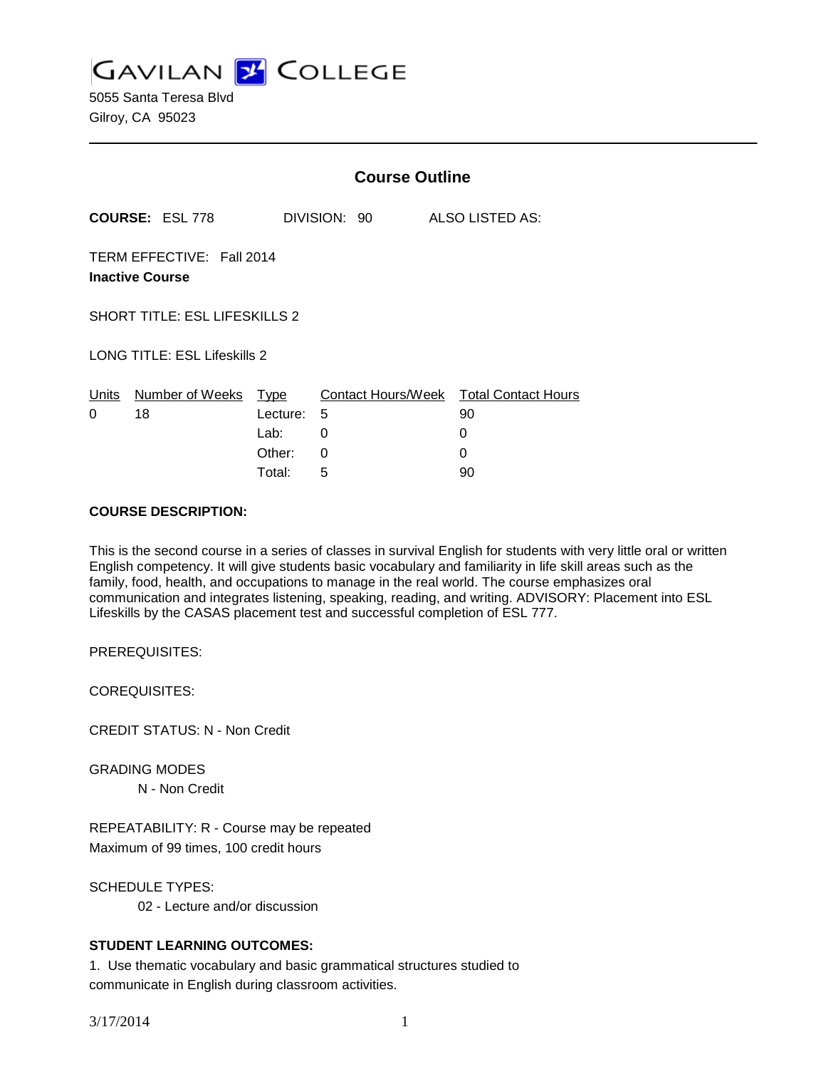# GAVILAN COLLEGE

5055 Santa Teresa Blvd
Gilroy, CA 95023

## Course Outline

**COURSE:** ESL 778 DIVISION: 90 ALSO LISTED AS:

TERM EFFECTIVE: Fall 2014
**Inactive Course**

SHORT TITLE: ESL LIFESKILLS 2

LONG TITLE: ESL Lifeskills 2

| Units | Number of Weeks | Type | Contact Hours/Week | Total Contact Hours |
|---|---|---|---|---|
| 0 | 18 | Lecture: | 5 | 90 |
| | | Lab: | 0 | 0 |
| | | Other: | 0 | 0 |
| | | Total: | 5 | 90 |

**COURSE DESCRIPTION:**

This is the second course in a series of classes in survival English for students with very little oral or written English competency. It will give students basic vocabulary and familiarity in life skill areas such as the family, food, health, and occupations to manage in the real world. The course emphasizes oral communication and integrates listening, speaking, reading, and writing. ADVISORY: Placement into ESL Lifeskills by the CASAS placement test and successful completion of ESL 777.

PREREQUISITES:

COREQUISITES:

CREDIT STATUS: N - Non Credit

GRADING MODES
N - Non Credit

REPEATABILITY: R - Course may be repeated
Maximum of 99 times, 100 credit hours

SCHEDULE TYPES:
02 - Lecture and/or discussion

**STUDENT LEARNING OUTCOMES:**

1. Use thematic vocabulary and basic grammatical structures studied to communicate in English during classroom activities.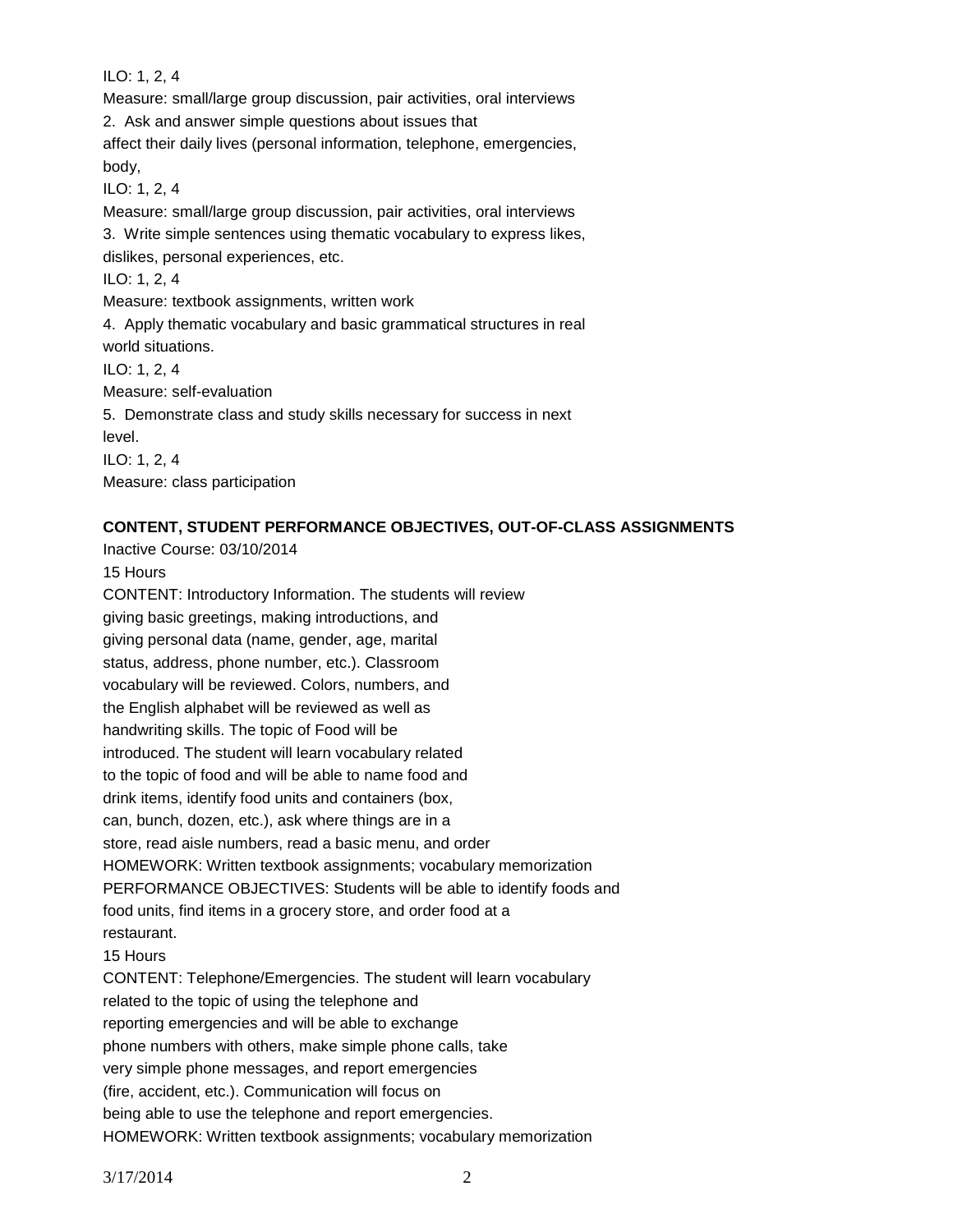ILO: 1, 2, 4

Measure: small/large group discussion, pair activities, oral interviews

2. Ask and answer simple questions about issues that affect their daily lives (personal information, telephone, emergencies, body,

ILO: 1, 2, 4

Measure: small/large group discussion, pair activities, oral interviews

3. Write simple sentences using thematic vocabulary to express likes, dislikes, personal experiences, etc.

ILO: 1, 2, 4

Measure: textbook assignments, written work

4. Apply thematic vocabulary and basic grammatical structures in real world situations.

ILO: 1, 2, 4

Measure: self-evaluation

5. Demonstrate class and study skills necessary for success in next level.

ILO: 1, 2, 4

Measure: class participation

**CONTENT, STUDENT PERFORMANCE OBJECTIVES, OUT-OF-CLASS ASSIGNMENTS**

Inactive Course: 03/10/2014

15 Hours

CONTENT: Introductory Information. The students will review giving basic greetings, making introductions, and giving personal data (name, gender, age, marital status, address, phone number, etc.). Classroom vocabulary will be reviewed. Colors, numbers, and the English alphabet will be reviewed as well as handwriting skills. The topic of Food will be introduced. The student will learn vocabulary related to the topic of food and will be able to name food and drink items, identify food units and containers (box, can, bunch, dozen, etc.), ask where things are in a store, read aisle numbers, read a basic menu, and order

HOMEWORK: Written textbook assignments; vocabulary memorization

PERFORMANCE OBJECTIVES: Students will be able to identify foods and food units, find items in a grocery store, and order food at a restaurant.

15 Hours

CONTENT: Telephone/Emergencies. The student will learn vocabulary related to the topic of using the telephone and reporting emergencies and will be able to exchange phone numbers with others, make simple phone calls, take very simple phone messages, and report emergencies (fire, accident, etc.). Communication will focus on being able to use the telephone and report emergencies.

HOMEWORK: Written textbook assignments; vocabulary memorization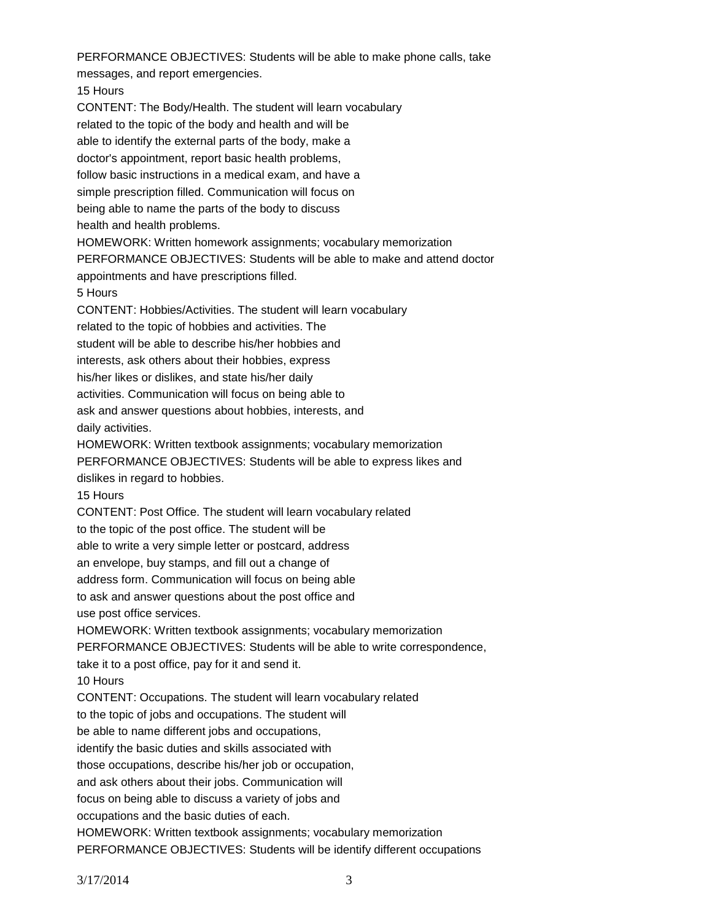PERFORMANCE OBJECTIVES: Students will be able to make phone calls, take messages, and report emergencies.

15 Hours

CONTENT: The Body/Health. The student will learn vocabulary related to the topic of the body and health and will be able to identify the external parts of the body, make a doctor's appointment, report basic health problems, follow basic instructions in a medical exam, and have a simple prescription filled. Communication will focus on being able to name the parts of the body to discuss health and health problems.

HOMEWORK: Written homework assignments; vocabulary memorization

PERFORMANCE OBJECTIVES: Students will be able to make and attend doctor appointments and have prescriptions filled.

5 Hours

CONTENT: Hobbies/Activities. The student will learn vocabulary related to the topic of hobbies and activities. The student will be able to describe his/her hobbies and interests, ask others about their hobbies, express his/her likes or dislikes, and state his/her daily activities. Communication will focus on being able to ask and answer questions about hobbies, interests, and daily activities.

HOMEWORK: Written textbook assignments; vocabulary memorization

PERFORMANCE OBJECTIVES: Students will be able to express likes and dislikes in regard to hobbies.

15 Hours

CONTENT: Post Office. The student will learn vocabulary related to the topic of the post office. The student will be able to write a very simple letter or postcard, address an envelope, buy stamps, and fill out a change of address form. Communication will focus on being able to ask and answer questions about the post office and use post office services.

HOMEWORK: Written textbook assignments; vocabulary memorization

PERFORMANCE OBJECTIVES: Students will be able to write correspondence, take it to a post office, pay for it and send it.

10 Hours

CONTENT: Occupations. The student will learn vocabulary related to the topic of jobs and occupations. The student will be able to name different jobs and occupations, identify the basic duties and skills associated with those occupations, describe his/her job or occupation, and ask others about their jobs. Communication will focus on being able to discuss a variety of jobs and occupations and the basic duties of each.

HOMEWORK: Written textbook assignments; vocabulary memorization

PERFORMANCE OBJECTIVES: Students will be identify different occupations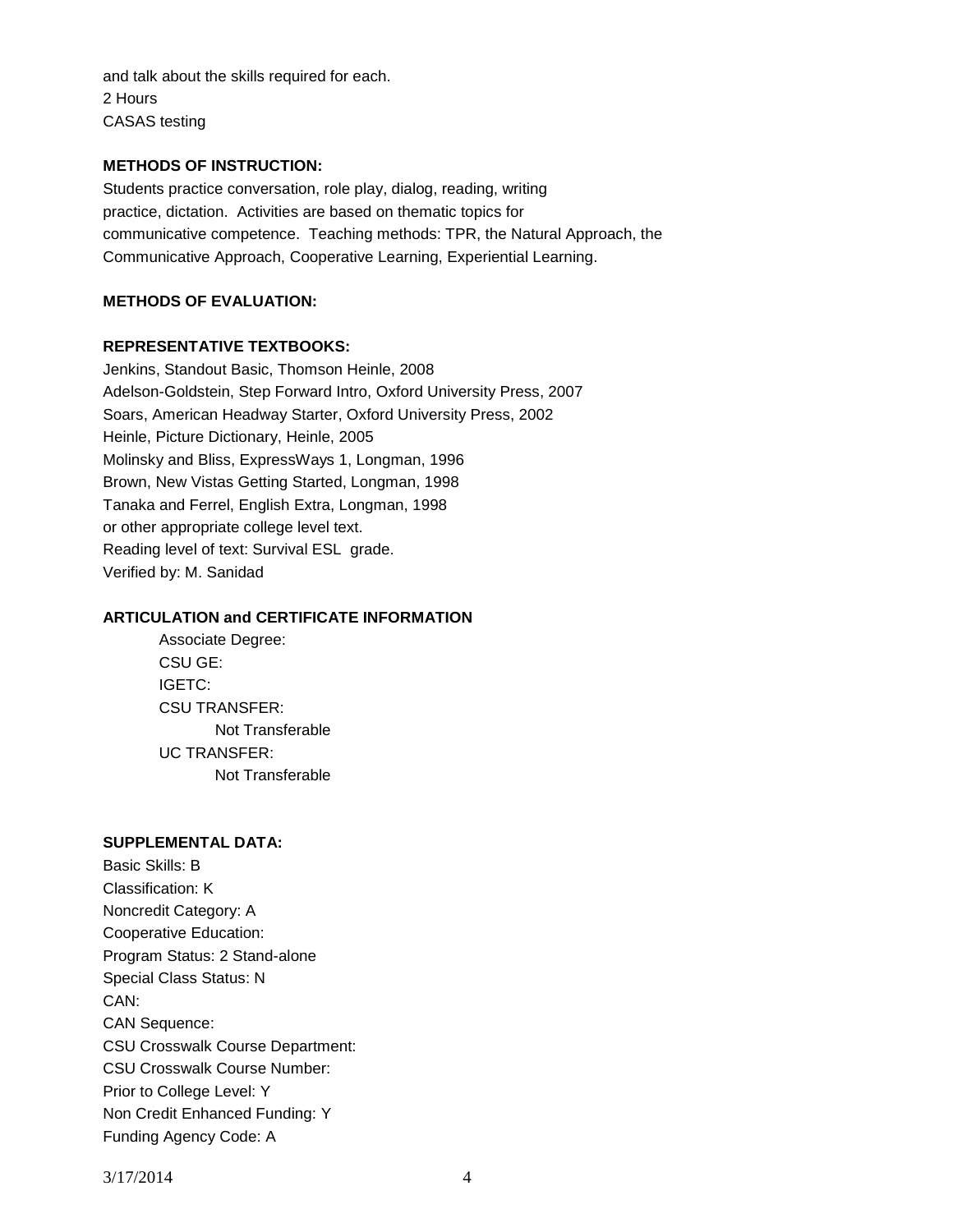and talk about the skills required for each.
2 Hours
CASAS testing

**METHODS OF INSTRUCTION:**

Students practice conversation, role play, dialog, reading, writing practice, dictation. Activities are based on thematic topics for communicative competence. Teaching methods: TPR, the Natural Approach, the Communicative Approach, Cooperative Learning, Experiential Learning.

**METHODS OF EVALUATION:**

**REPRESENTATIVE TEXTBOOKS:**

Jenkins, Standout Basic, Thomson Heinle, 2008
Adelson-Goldstein, Step Forward Intro, Oxford University Press, 2007
Soars, American Headway Starter, Oxford University Press, 2002
Heinle, Picture Dictionary, Heinle, 2005
Molinsky and Bliss, ExpressWays 1, Longman, 1996
Brown, New Vistas Getting Started, Longman, 1998
Tanaka and Ferrel, English Extra, Longman, 1998
or other appropriate college level text.
Reading level of text: Survival ESL grade.
Verified by: M. Sanidad

**ARTICULATION and CERTIFICATE INFORMATION**

Associate Degree:
CSU GE:
IGETC:
CSU TRANSFER:
Not Transferable
UC TRANSFER:
Not Transferable

**SUPPLEMENTAL DATA:**

Basic Skills: B
Classification: K
Noncredit Category: A
Cooperative Education:
Program Status: 2 Stand-alone
Special Class Status: N
CAN:
CAN Sequence:
CSU Crosswalk Course Department:
CSU Crosswalk Course Number:
Prior to College Level: Y
Non Credit Enhanced Funding: Y
Funding Agency Code: A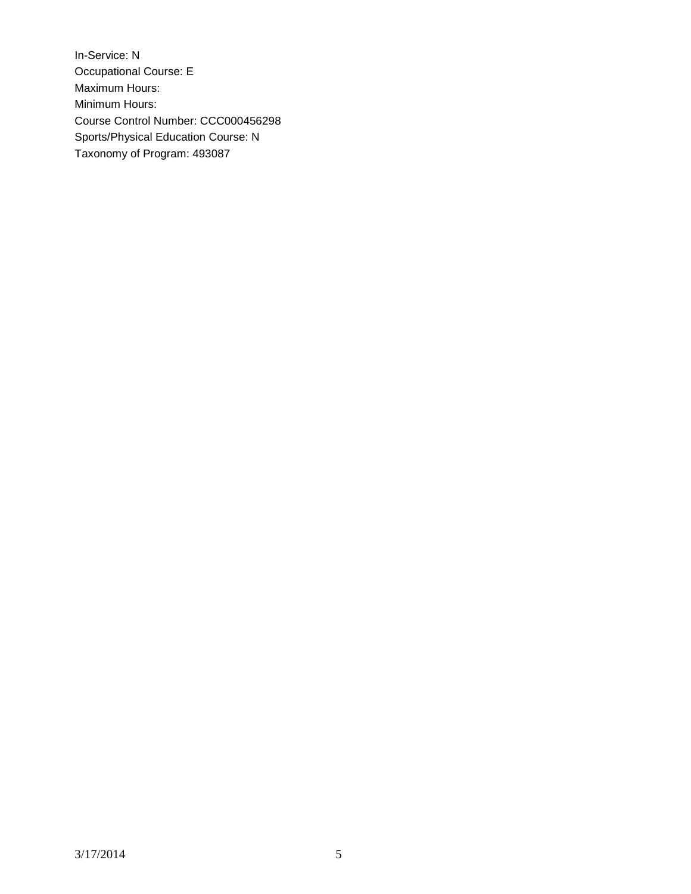In-Service: N
Occupational Course: E
Maximum Hours:
Minimum Hours:
Course Control Number: CCC000456298
Sports/Physical Education Course: N
Taxonomy of Program: 493087